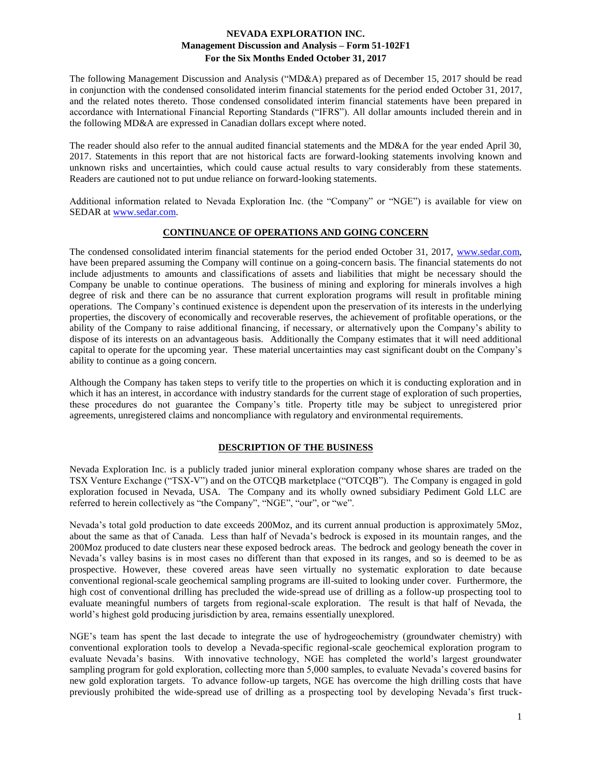# NEVADA EXPLORATION INC.
## Management Discussion and Analysis – Form 51-102F1
## For the Six Months Ended October 31, 2017

The following Management Discussion and Analysis ("MD&A) prepared as of December 15, 2017 should be read in conjunction with the condensed consolidated interim financial statements for the period ended October 31, 2017, and the related notes thereto. Those condensed consolidated interim financial statements have been prepared in accordance with International Financial Reporting Standards ("IFRS"). All dollar amounts included therein and in the following MD&A are expressed in Canadian dollars except where noted.

The reader should also refer to the annual audited financial statements and the MD&A for the year ended April 30, 2017. Statements in this report that are not historical facts are forward-looking statements involving known and unknown risks and uncertainties, which could cause actual results to vary considerably from these statements. Readers are cautioned not to put undue reliance on forward-looking statements.

Additional information related to Nevada Exploration Inc. (the "Company" or "NGE") is available for view on SEDAR at www.sedar.com.

## CONTINUANCE OF OPERATIONS AND GOING CONCERN

The condensed consolidated interim financial statements for the period ended October 31, 2017, www.sedar.com, have been prepared assuming the Company will continue on a going-concern basis. The financial statements do not include adjustments to amounts and classifications of assets and liabilities that might be necessary should the Company be unable to continue operations. The business of mining and exploring for minerals involves a high degree of risk and there can be no assurance that current exploration programs will result in profitable mining operations. The Company's continued existence is dependent upon the preservation of its interests in the underlying properties, the discovery of economically and recoverable reserves, the achievement of profitable operations, or the ability of the Company to raise additional financing, if necessary, or alternatively upon the Company's ability to dispose of its interests on an advantageous basis. Additionally the Company estimates that it will need additional capital to operate for the upcoming year. These material uncertainties may cast significant doubt on the Company's ability to continue as a going concern.

Although the Company has taken steps to verify title to the properties on which it is conducting exploration and in which it has an interest, in accordance with industry standards for the current stage of exploration of such properties, these procedures do not guarantee the Company's title. Property title may be subject to unregistered prior agreements, unregistered claims and noncompliance with regulatory and environmental requirements.

## DESCRIPTION OF THE BUSINESS

Nevada Exploration Inc. is a publicly traded junior mineral exploration company whose shares are traded on the TSX Venture Exchange ("TSX-V") and on the OTCQB marketplace ("OTCQB"). The Company is engaged in gold exploration focused in Nevada, USA. The Company and its wholly owned subsidiary Pediment Gold LLC are referred to herein collectively as "the Company", "NGE", "our", or "we".

Nevada's total gold production to date exceeds 200Moz, and its current annual production is approximately 5Moz, about the same as that of Canada. Less than half of Nevada's bedrock is exposed in its mountain ranges, and the 200Moz produced to date clusters near these exposed bedrock areas. The bedrock and geology beneath the cover in Nevada's valley basins is in most cases no different than that exposed in its ranges, and so is deemed to be as prospective. However, these covered areas have seen virtually no systematic exploration to date because conventional regional-scale geochemical sampling programs are ill-suited to looking under cover. Furthermore, the high cost of conventional drilling has precluded the wide-spread use of drilling as a follow-up prospecting tool to evaluate meaningful numbers of targets from regional-scale exploration. The result is that half of Nevada, the world's highest gold producing jurisdiction by area, remains essentially unexplored.

NGE's team has spent the last decade to integrate the use of hydrogeochemistry (groundwater chemistry) with conventional exploration tools to develop a Nevada-specific regional-scale geochemical exploration program to evaluate Nevada's basins. With innovative technology, NGE has completed the world's largest groundwater sampling program for gold exploration, collecting more than 5,000 samples, to evaluate Nevada's covered basins for new gold exploration targets. To advance follow-up targets, NGE has overcome the high drilling costs that have previously prohibited the wide-spread use of drilling as a prospecting tool by developing Nevada's first truck-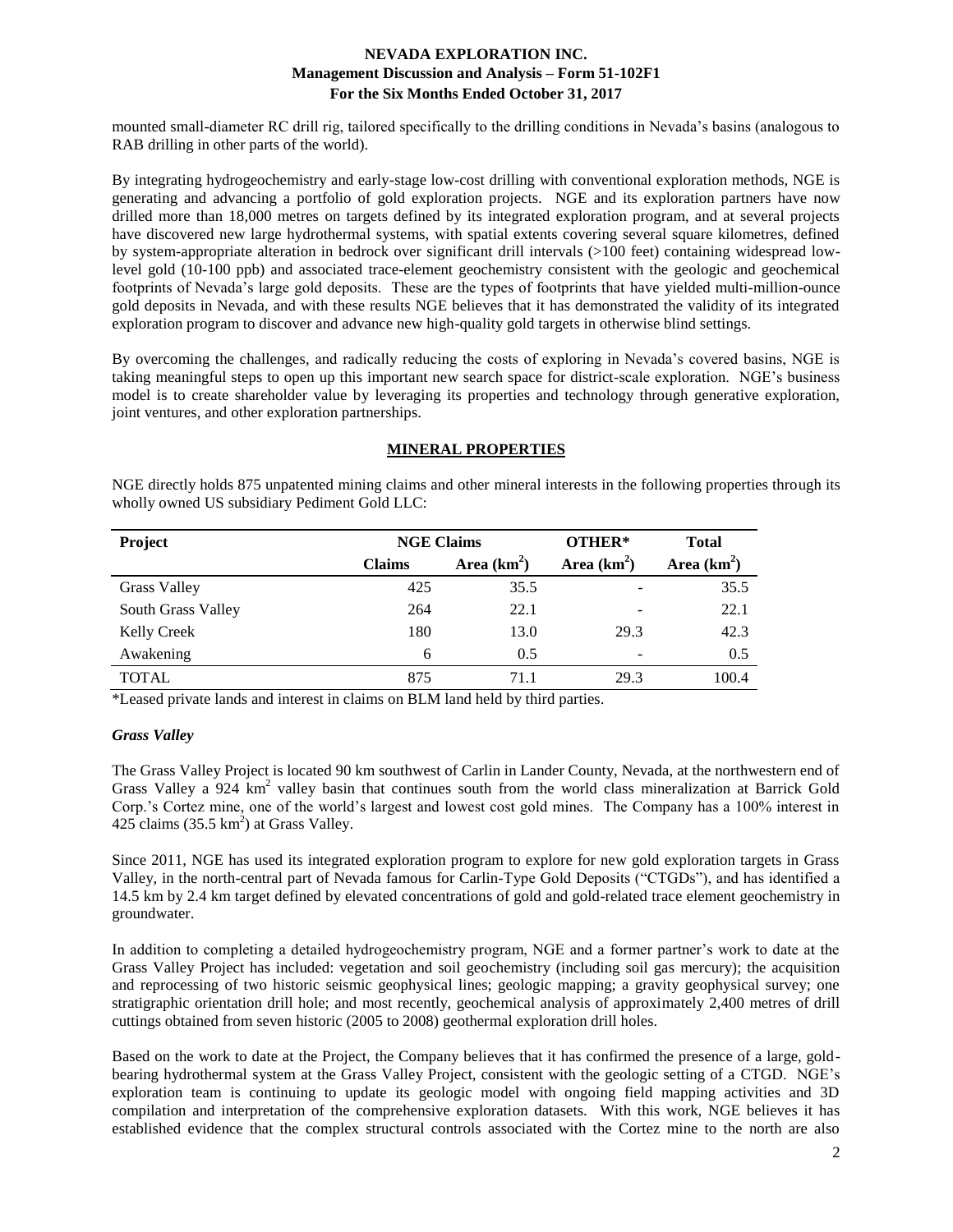mounted small-diameter RC drill rig, tailored specifically to the drilling conditions in Nevada's basins (analogous to RAB drilling in other parts of the world).

By integrating hydrogeochemistry and early-stage low-cost drilling with conventional exploration methods, NGE is generating and advancing a portfolio of gold exploration projects. NGE and its exploration partners have now drilled more than 18,000 metres on targets defined by its integrated exploration program, and at several projects have discovered new large hydrothermal systems, with spatial extents covering several square kilometres, defined by system-appropriate alteration in bedrock over significant drill intervals (>100 feet) containing widespread low-level gold (10-100 ppb) and associated trace-element geochemistry consistent with the geologic and geochemical footprints of Nevada's large gold deposits. These are the types of footprints that have yielded multi-million-ounce gold deposits in Nevada, and with these results NGE believes that it has demonstrated the validity of its integrated exploration program to discover and advance new high-quality gold targets in otherwise blind settings.

By overcoming the challenges, and radically reducing the costs of exploring in Nevada's covered basins, NGE is taking meaningful steps to open up this important new search space for district-scale exploration. NGE's business model is to create shareholder value by leveraging its properties and technology through generative exploration, joint ventures, and other exploration partnerships.

## MINERAL PROPERTIES

NGE directly holds 875 unpatented mining claims and other mineral interests in the following properties through its wholly owned US subsidiary Pediment Gold LLC:

| Project | NGE Claims | | OTHER* | Total |
|---|---|---|---|---|
| | Claims | Area (km$^2$) | Area (km$^2$) | Area (km$^2$) |
| Grass Valley | 425 | 35.5 | - | 35.5 |
| South Grass Valley | 264 | 22.1 | - | 22.1 |
| Kelly Creek | 180 | 13.0 | 29.3 | 42.3 |
| Awakening | 6 | 0.5 | - | 0.5 |
| TOTAL | 875 | 71.1 | 29.3 | 100.4 |

*Leased private lands and interest in claims on BLM land held by third parties.

### *Grass Valley*

The Grass Valley Project is located 90 km southwest of Carlin in Lander County, Nevada, at the northwestern end of Grass Valley a 924 km$^2$ valley basin that continues south from the world class mineralization at Barrick Gold Corp.'s Cortez mine, one of the world's largest and lowest cost gold mines. The Company has a 100% interest in 425 claims (35.5 km$^2$) at Grass Valley.

Since 2011, NGE has used its integrated exploration program to explore for new gold exploration targets in Grass Valley, in the north-central part of Nevada famous for Carlin-Type Gold Deposits ("CTGDs"), and has identified a 14.5 km by 2.4 km target defined by elevated concentrations of gold and gold-related trace element geochemistry in groundwater.

In addition to completing a detailed hydrogeochemistry program, NGE and a former partner's work to date at the Grass Valley Project has included: vegetation and soil geochemistry (including soil gas mercury); the acquisition and reprocessing of two historic seismic geophysical lines; geologic mapping; a gravity geophysical survey; one stratigraphic orientation drill hole; and most recently, geochemical analysis of approximately 2,400 metres of drill cuttings obtained from seven historic (2005 to 2008) geothermal exploration drill holes.

Based on the work to date at the Project, the Company believes that it has confirmed the presence of a large, gold-bearing hydrothermal system at the Grass Valley Project, consistent with the geologic setting of a CTGD. NGE's exploration team is continuing to update its geologic model with ongoing field mapping activities and 3D compilation and interpretation of the comprehensive exploration datasets. With this work, NGE believes it has established evidence that the complex structural controls associated with the Cortez mine to the north are also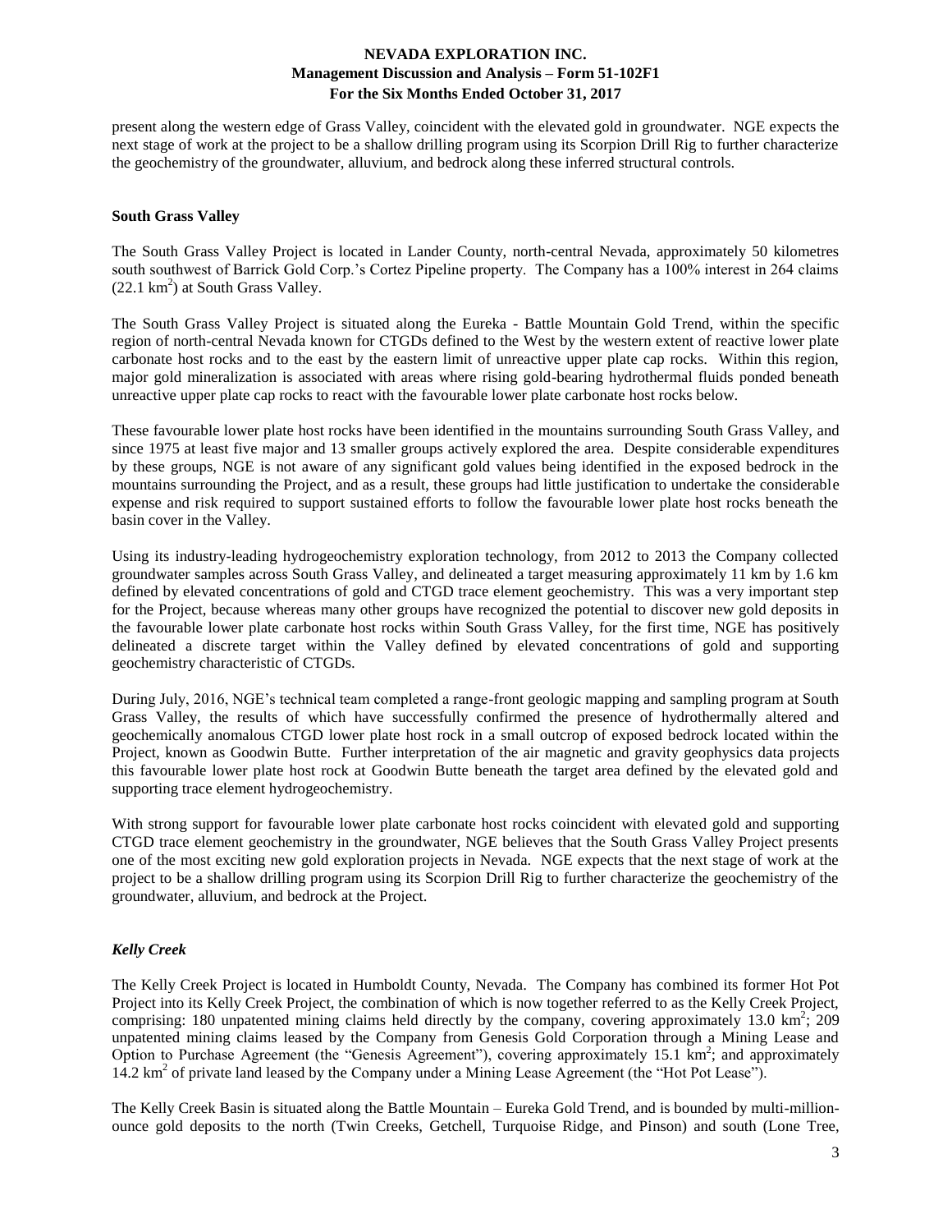present along the western edge of Grass Valley, coincident with the elevated gold in groundwater. NGE expects the next stage of work at the project to be a shallow drilling program using its Scorpion Drill Rig to further characterize the geochemistry of the groundwater, alluvium, and bedrock along these inferred structural controls.

**South Grass Valley**

The South Grass Valley Project is located in Lander County, north-central Nevada, approximately 50 kilometres south southwest of Barrick Gold Corp.'s Cortez Pipeline property. The Company has a 100% interest in 264 claims (22.1 km$^2$) at South Grass Valley.

The South Grass Valley Project is situated along the Eureka - Battle Mountain Gold Trend, within the specific region of north-central Nevada known for CTGDs defined to the West by the western extent of reactive lower plate carbonate host rocks and to the east by the eastern limit of unreactive upper plate cap rocks. Within this region, major gold mineralization is associated with areas where rising gold-bearing hydrothermal fluids ponded beneath unreactive upper plate cap rocks to react with the favourable lower plate carbonate host rocks below.

These favourable lower plate host rocks have been identified in the mountains surrounding South Grass Valley, and since 1975 at least five major and 13 smaller groups actively explored the area. Despite considerable expenditures by these groups, NGE is not aware of any significant gold values being identified in the exposed bedrock in the mountains surrounding the Project, and as a result, these groups had little justification to undertake the considerable expense and risk required to support sustained efforts to follow the favourable lower plate host rocks beneath the basin cover in the Valley.

Using its industry-leading hydrogeochemistry exploration technology, from 2012 to 2013 the Company collected groundwater samples across South Grass Valley, and delineated a target measuring approximately 11 km by 1.6 km defined by elevated concentrations of gold and CTGD trace element geochemistry. This was a very important step for the Project, because whereas many other groups have recognized the potential to discover new gold deposits in the favourable lower plate carbonate host rocks within South Grass Valley, for the first time, NGE has positively delineated a discrete target within the Valley defined by elevated concentrations of gold and supporting geochemistry characteristic of CTGDs.

During July, 2016, NGE's technical team completed a range-front geologic mapping and sampling program at South Grass Valley, the results of which have successfully confirmed the presence of hydrothermally altered and geochemically anomalous CTGD lower plate host rock in a small outcrop of exposed bedrock located within the Project, known as Goodwin Butte. Further interpretation of the air magnetic and gravity geophysics data projects this favourable lower plate host rock at Goodwin Butte beneath the target area defined by the elevated gold and supporting trace element hydrogeochemistry.

With strong support for favourable lower plate carbonate host rocks coincident with elevated gold and supporting CTGD trace element geochemistry in the groundwater, NGE believes that the South Grass Valley Project presents one of the most exciting new gold exploration projects in Nevada. NGE expects that the next stage of work at the project to be a shallow drilling program using its Scorpion Drill Rig to further characterize the geochemistry of the groundwater, alluvium, and bedrock at the Project.

***Kelly Creek***

The Kelly Creek Project is located in Humboldt County, Nevada. The Company has combined its former Hot Pot Project into its Kelly Creek Project, the combination of which is now together referred to as the Kelly Creek Project, comprising: 180 unpatented mining claims held directly by the company, covering approximately 13.0 km$^2$; 209 unpatented mining claims leased by the Company from Genesis Gold Corporation through a Mining Lease and Option to Purchase Agreement (the "Genesis Agreement"), covering approximately 15.1 km$^2$; and approximately 14.2 km$^2$ of private land leased by the Company under a Mining Lease Agreement (the "Hot Pot Lease").

The Kelly Creek Basin is situated along the Battle Mountain – Eureka Gold Trend, and is bounded by multi-million-ounce gold deposits to the north (Twin Creeks, Getchell, Turquoise Ridge, and Pinson) and south (Lone Tree,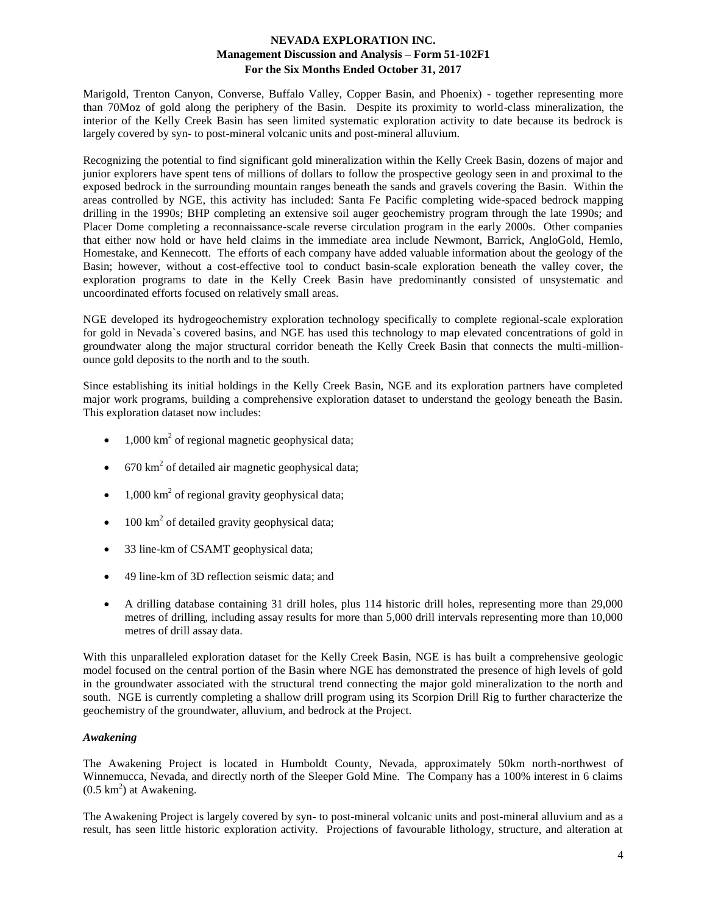Marigold, Trenton Canyon, Converse, Buffalo Valley, Copper Basin, and Phoenix) - together representing more than 70Moz of gold along the periphery of the Basin. Despite its proximity to world-class mineralization, the interior of the Kelly Creek Basin has seen limited systematic exploration activity to date because its bedrock is largely covered by syn- to post-mineral volcanic units and post-mineral alluvium.

Recognizing the potential to find significant gold mineralization within the Kelly Creek Basin, dozens of major and junior explorers have spent tens of millions of dollars to follow the prospective geology seen in and proximal to the exposed bedrock in the surrounding mountain ranges beneath the sands and gravels covering the Basin. Within the areas controlled by NGE, this activity has included: Santa Fe Pacific completing wide-spaced bedrock mapping drilling in the 1990s; BHP completing an extensive soil auger geochemistry program through the late 1990s; and Placer Dome completing a reconnaissance-scale reverse circulation program in the early 2000s. Other companies that either now hold or have held claims in the immediate area include Newmont, Barrick, AngloGold, Hemlo, Homestake, and Kennecott. The efforts of each company have added valuable information about the geology of the Basin; however, without a cost-effective tool to conduct basin-scale exploration beneath the valley cover, the exploration programs to date in the Kelly Creek Basin have predominantly consisted of unsystematic and uncoordinated efforts focused on relatively small areas.

NGE developed its hydrogeochemistry exploration technology specifically to complete regional-scale exploration for gold in Nevada`s covered basins, and NGE has used this technology to map elevated concentrations of gold in groundwater along the major structural corridor beneath the Kelly Creek Basin that connects the multi-million-ounce gold deposits to the north and to the south.

Since establishing its initial holdings in the Kelly Creek Basin, NGE and its exploration partners have completed major work programs, building a comprehensive exploration dataset to understand the geology beneath the Basin. This exploration dataset now includes:

- 1,000 km$^2$ of regional magnetic geophysical data;
- 670 km$^2$ of detailed air magnetic geophysical data;
- 1,000 km$^2$ of regional gravity geophysical data;
- 100 km$^2$ of detailed gravity geophysical data;
- 33 line-km of CSAMT geophysical data;
- 49 line-km of 3D reflection seismic data; and
- A drilling database containing 31 drill holes, plus 114 historic drill holes, representing more than 29,000 metres of drilling, including assay results for more than 5,000 drill intervals representing more than 10,000 metres of drill assay data.

With this unparalleled exploration dataset for the Kelly Creek Basin, NGE is has built a comprehensive geologic model focused on the central portion of the Basin where NGE has demonstrated the presence of high levels of gold in the groundwater associated with the structural trend connecting the major gold mineralization to the north and south. NGE is currently completing a shallow drill program using its Scorpion Drill Rig to further characterize the geochemistry of the groundwater, alluvium, and bedrock at the Project.

### *Awakening*

The Awakening Project is located in Humboldt County, Nevada, approximately 50km north-northwest of Winnemucca, Nevada, and directly north of the Sleeper Gold Mine. The Company has a 100% interest in 6 claims (0.5 km$^2$) at Awakening.

The Awakening Project is largely covered by syn- to post-mineral volcanic units and post-mineral alluvium and as a result, has seen little historic exploration activity. Projections of favourable lithology, structure, and alteration at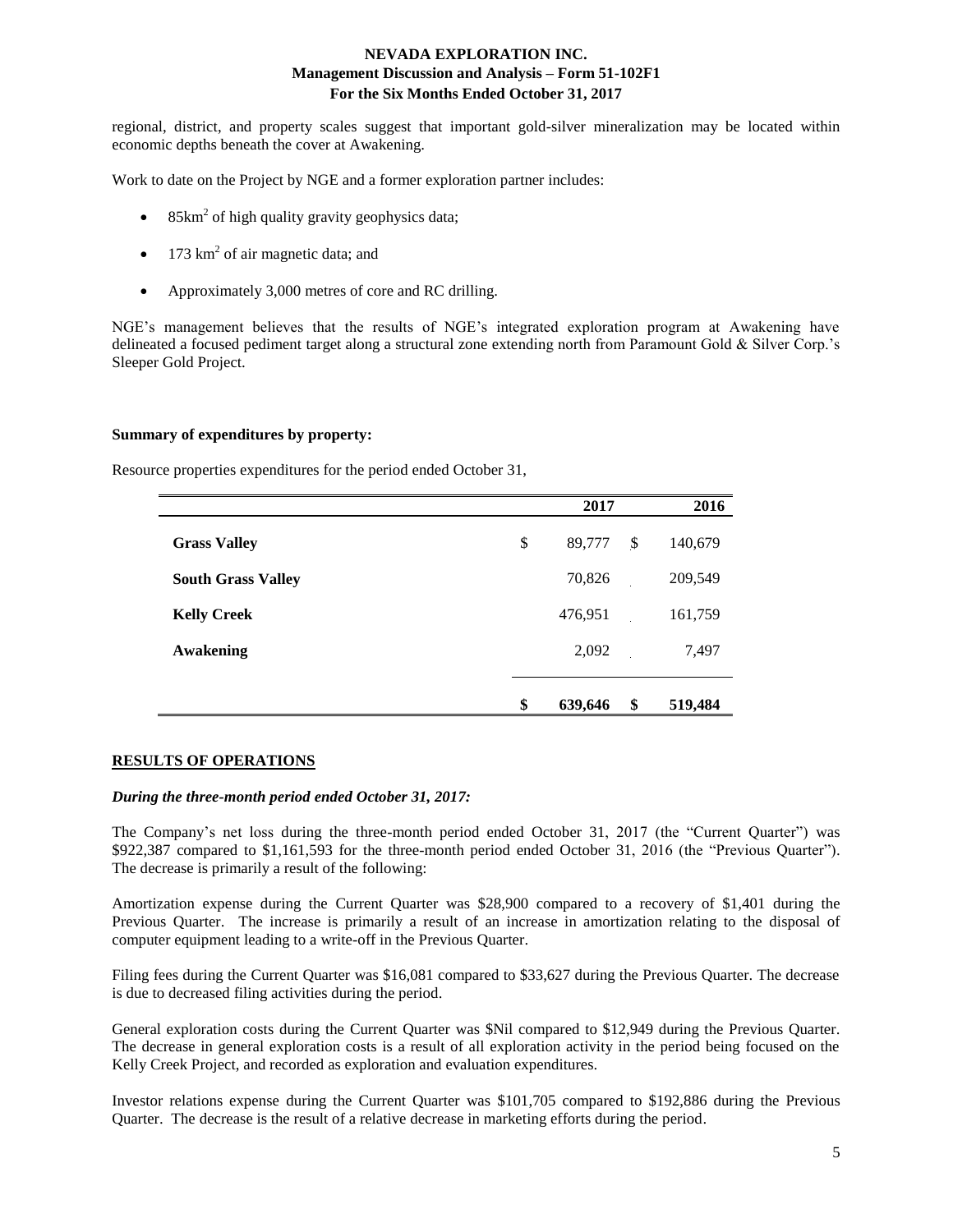regional, district, and property scales suggest that important gold-silver mineralization may be located within economic depths beneath the cover at Awakening.

Work to date on the Project by NGE and a former exploration partner includes:

- 85km$^2$ of high quality gravity geophysics data;
- 173 km$^2$ of air magnetic data; and
- Approximately 3,000 metres of core and RC drilling.

NGE's management believes that the results of NGE's integrated exploration program at Awakening have delineated a focused pediment target along a structural zone extending north from Paramount Gold & Silver Corp.'s Sleeper Gold Project.

**Summary of expenditures by property:**

Resource properties expenditures for the period ended October 31,

| | 2017 | 2016 |
|---|---|---|
| **Grass Valley** | $ 89,777 | $ 140,679 |
| **South Grass Valley** | 70,826 | 209,549 |
| **Kelly Creek** | 476,951 | 161,759 |
| **Awakening** | 2,092 | 7,497 |
| | **$ 639,646** | **$ 519,484** |

## RESULTS OF OPERATIONS

***During the three-month period ended October 31, 2017:***

The Company's net loss during the three-month period ended October 31, 2017 (the "Current Quarter") was $922,387 compared to $1,161,593 for the three-month period ended October 31, 2016 (the "Previous Quarter"). The decrease is primarily a result of the following:

Amortization expense during the Current Quarter was $28,900 compared to a recovery of $1,401 during the Previous Quarter. The increase is primarily a result of an increase in amortization relating to the disposal of computer equipment leading to a write-off in the Previous Quarter.

Filing fees during the Current Quarter was $16,081 compared to $33,627 during the Previous Quarter. The decrease is due to decreased filing activities during the period.

General exploration costs during the Current Quarter was $Nil compared to $12,949 during the Previous Quarter. The decrease in general exploration costs is a result of all exploration activity in the period being focused on the Kelly Creek Project, and recorded as exploration and evaluation expenditures.

Investor relations expense during the Current Quarter was $101,705 compared to $192,886 during the Previous Quarter. The decrease is the result of a relative decrease in marketing efforts during the period.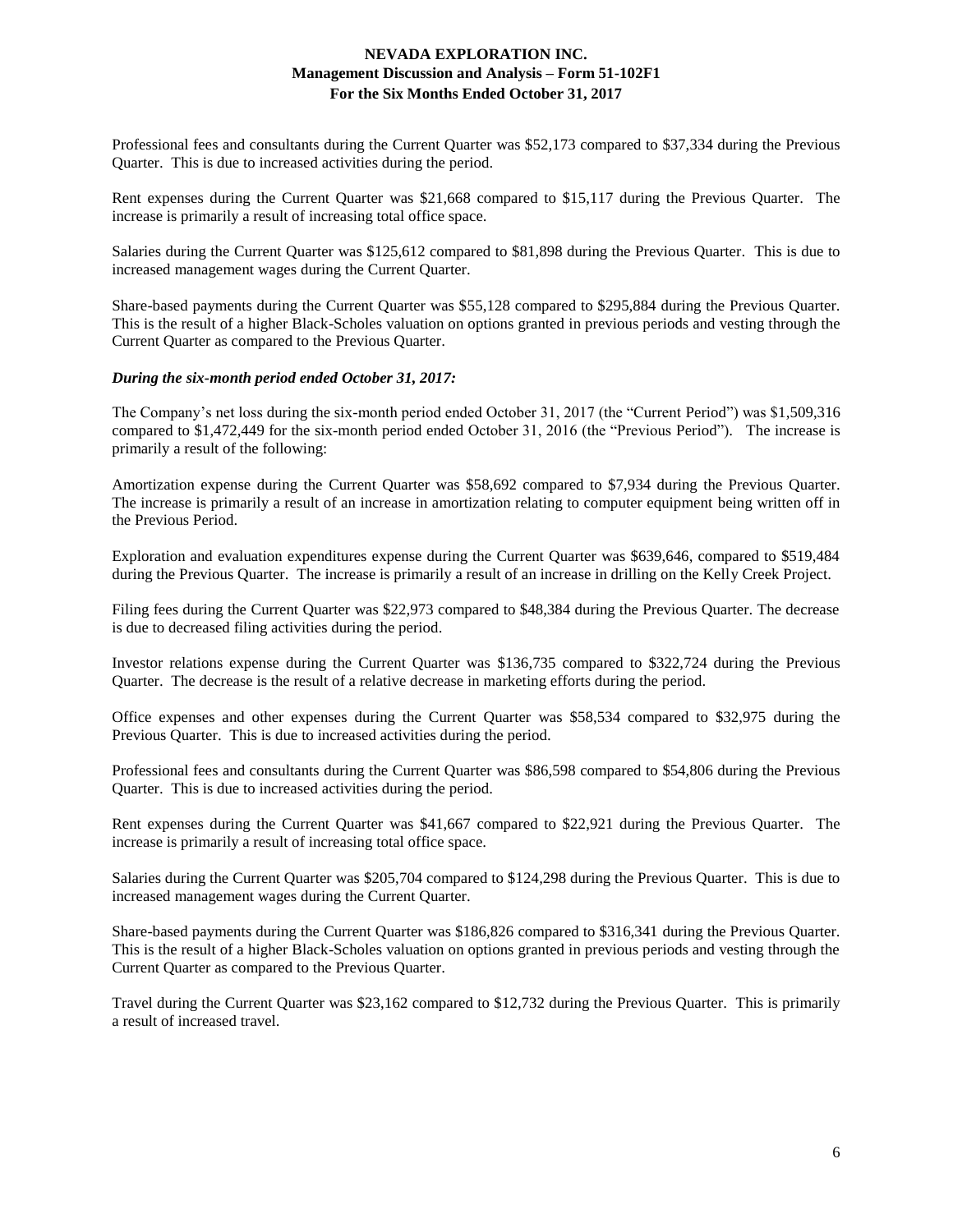Professional fees and consultants during the Current Quarter was $52,173 compared to $37,334 during the Previous Quarter. This is due to increased activities during the period.

Rent expenses during the Current Quarter was $21,668 compared to $15,117 during the Previous Quarter. The increase is primarily a result of increasing total office space.

Salaries during the Current Quarter was $125,612 compared to $81,898 during the Previous Quarter. This is due to increased management wages during the Current Quarter.

Share-based payments during the Current Quarter was $55,128 compared to $295,884 during the Previous Quarter. This is the result of a higher Black-Scholes valuation on options granted in previous periods and vesting through the Current Quarter as compared to the Previous Quarter.

***During the six-month period ended October 31, 2017:***

The Company's net loss during the six-month period ended October 31, 2017 (the "Current Period") was $1,509,316 compared to $1,472,449 for the six-month period ended October 31, 2016 (the "Previous Period"). The increase is primarily a result of the following:

Amortization expense during the Current Quarter was $58,692 compared to $7,934 during the Previous Quarter. The increase is primarily a result of an increase in amortization relating to computer equipment being written off in the Previous Period.

Exploration and evaluation expenditures expense during the Current Quarter was $639,646, compared to $519,484 during the Previous Quarter. The increase is primarily a result of an increase in drilling on the Kelly Creek Project.

Filing fees during the Current Quarter was $22,973 compared to $48,384 during the Previous Quarter. The decrease is due to decreased filing activities during the period.

Investor relations expense during the Current Quarter was $136,735 compared to $322,724 during the Previous Quarter. The decrease is the result of a relative decrease in marketing efforts during the period.

Office expenses and other expenses during the Current Quarter was $58,534 compared to $32,975 during the Previous Quarter. This is due to increased activities during the period.

Professional fees and consultants during the Current Quarter was $86,598 compared to $54,806 during the Previous Quarter. This is due to increased activities during the period.

Rent expenses during the Current Quarter was $41,667 compared to $22,921 during the Previous Quarter. The increase is primarily a result of increasing total office space.

Salaries during the Current Quarter was $205,704 compared to $124,298 during the Previous Quarter. This is due to increased management wages during the Current Quarter.

Share-based payments during the Current Quarter was $186,826 compared to $316,341 during the Previous Quarter. This is the result of a higher Black-Scholes valuation on options granted in previous periods and vesting through the Current Quarter as compared to the Previous Quarter.

Travel during the Current Quarter was $23,162 compared to $12,732 during the Previous Quarter. This is primarily a result of increased travel.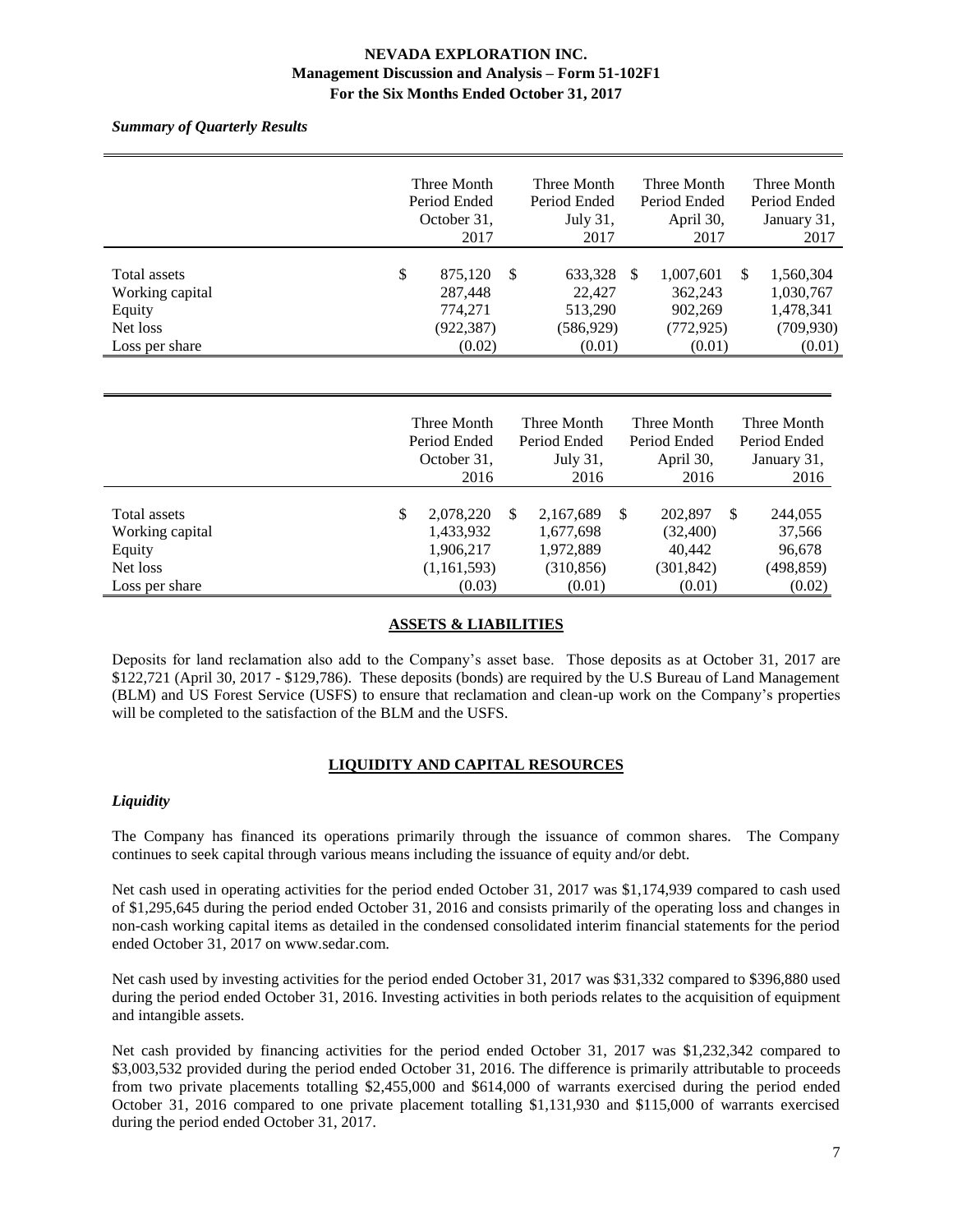*Summary of Quarterly Results*

| | Three Month Period Ended October 31, 2017 | Three Month Period Ended July 31, 2017 | Three Month Period Ended April 30, 2017 | Three Month Period Ended January 31, 2017 |
|---|---|---|---|---|
| Total assets | $ 875,120 | $ 633,328 | $ 1,007,601 | $ 1,560,304 |
| Working capital | 287,448 | 22,427 | 362,243 | 1,030,767 |
| Equity | 774,271 | 513,290 | 902,269 | 1,478,341 |
| Net loss | (922,387) | (586,929) | (772,925) | (709,930) |
| Loss per share | (0.02) | (0.01) | (0.01) | (0.01) |

| | Three Month Period Ended October 31, 2016 | Three Month Period Ended July 31, 2016 | Three Month Period Ended April 30, 2016 | Three Month Period Ended January 31, 2016 |
|---|---|---|---|---|
| Total assets | $ 2,078,220 | $ 2,167,689 | $ 202,897 | $ 244,055 |
| Working capital | 1,433,932 | 1,677,698 | (32,400) | 37,566 |
| Equity | 1,906,217 | 1,972,889 | 40,442 | 96,678 |
| Net loss | (1,161,593) | (310,856) | (301,842) | (498,859) |
| Loss per share | (0.03) | (0.01) | (0.01) | (0.02) |

## ASSETS & LIABILITIES

Deposits for land reclamation also add to the Company's asset base. Those deposits as at October 31, 2017 are \$122,721 (April 30, 2017 - \$129,786). These deposits (bonds) are required by the U.S Bureau of Land Management (BLM) and US Forest Service (USFS) to ensure that reclamation and clean-up work on the Company's properties will be completed to the satisfaction of the BLM and the USFS.

## LIQUIDITY AND CAPITAL RESOURCES

### *Liquidity*

The Company has financed its operations primarily through the issuance of common shares. The Company continues to seek capital through various means including the issuance of equity and/or debt.

Net cash used in operating activities for the period ended October 31, 2017 was \$1,174,939 compared to cash used of \$1,295,645 during the period ended October 31, 2016 and consists primarily of the operating loss and changes in non-cash working capital items as detailed in the condensed consolidated interim financial statements for the period ended October 31, 2017 on www.sedar.com.

Net cash used by investing activities for the period ended October 31, 2017 was \$31,332 compared to \$396,880 used during the period ended October 31, 2016. Investing activities in both periods relates to the acquisition of equipment and intangible assets.

Net cash provided by financing activities for the period ended October 31, 2017 was \$1,232,342 compared to \$3,003,532 provided during the period ended October 31, 2016. The difference is primarily attributable to proceeds from two private placements totalling \$2,455,000 and \$614,000 of warrants exercised during the period ended October 31, 2016 compared to one private placement totalling \$1,131,930 and \$115,000 of warrants exercised during the period ended October 31, 2017.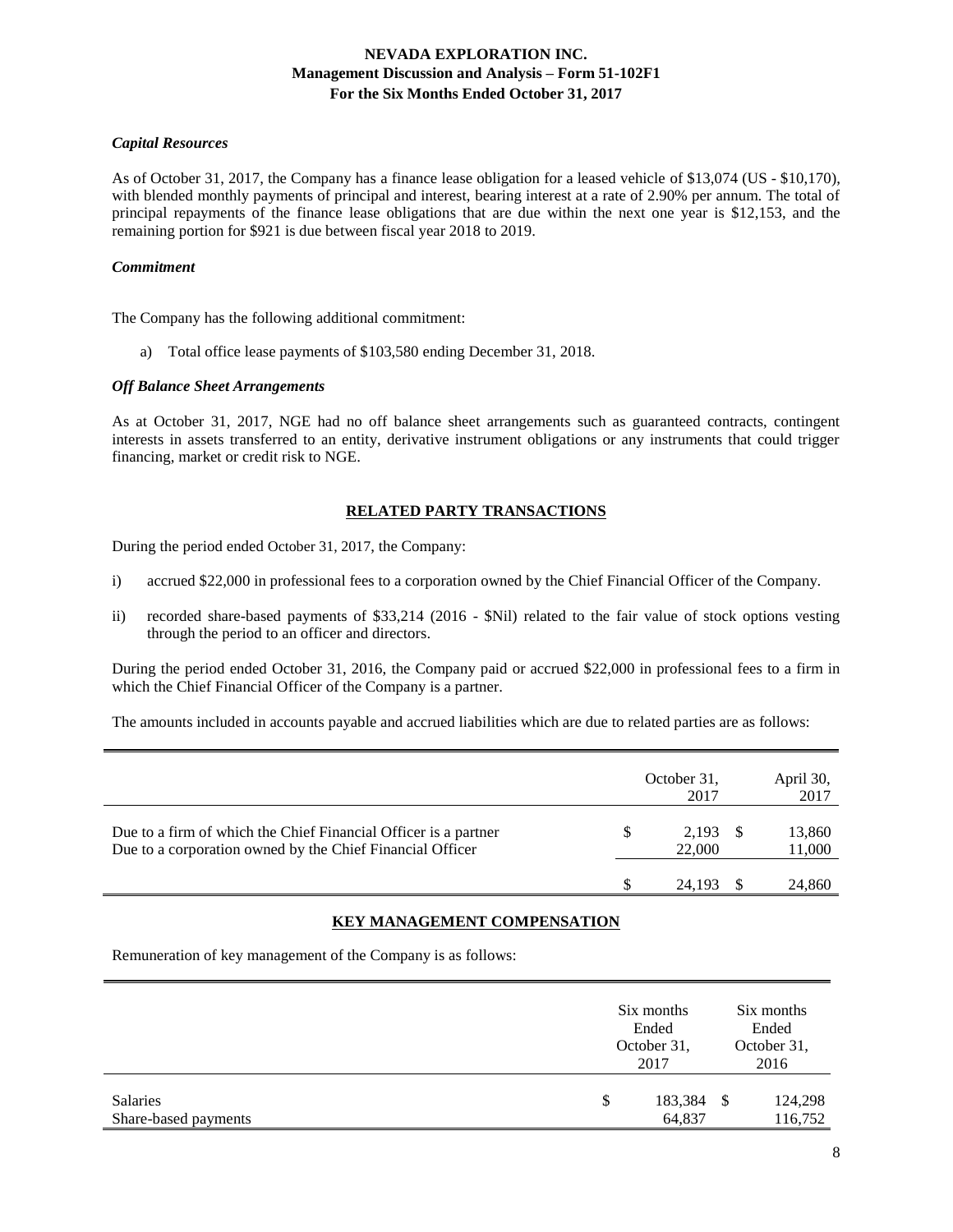### *Capital Resources*

As of October 31, 2017, the Company has a finance lease obligation for a leased vehicle of $13,074 (US - $10,170), with blended monthly payments of principal and interest, bearing interest at a rate of 2.90% per annum. The total of principal repayments of the finance lease obligations that are due within the next one year is $12,153, and the remaining portion for $921 is due between fiscal year 2018 to 2019.

### *Commitment*

The Company has the following additional commitment:

a) Total office lease payments of $103,580 ending December 31, 2018.

### *Off Balance Sheet Arrangements*

As at October 31, 2017, NGE had no off balance sheet arrangements such as guaranteed contracts, contingent interests in assets transferred to an entity, derivative instrument obligations or any instruments that could trigger financing, market or credit risk to NGE.

## RELATED PARTY TRANSACTIONS

During the period ended October 31, 2017, the Company:

i) accrued $22,000 in professional fees to a corporation owned by the Chief Financial Officer of the Company.

ii) recorded share-based payments of $33,214 (2016 - $Nil) related to the fair value of stock options vesting through the period to an officer and directors.

During the period ended October 31, 2016, the Company paid or accrued $22,000 in professional fees to a firm in which the Chief Financial Officer of the Company is a partner.

The amounts included in accounts payable and accrued liabilities which are due to related parties are as follows:

| | October 31, 2017 | April 30, 2017 |
|---|---|---|
| Due to a firm of which the Chief Financial Officer is a partner | $ 2,193 | $ 13,860 |
| Due to a corporation owned by the Chief Financial Officer | 22,000 | 11,000 |
| | $ 24,193 | $ 24,860 |

## KEY MANAGEMENT COMPENSATION

Remuneration of key management of the Company is as follows:

| | Six months Ended October 31, 2017 | Six months Ended October 31, 2016 |
|---|---|---|
| Salaries | $ 183,384 | $ 124,298 |
| Share-based payments | 64,837 | 116,752 |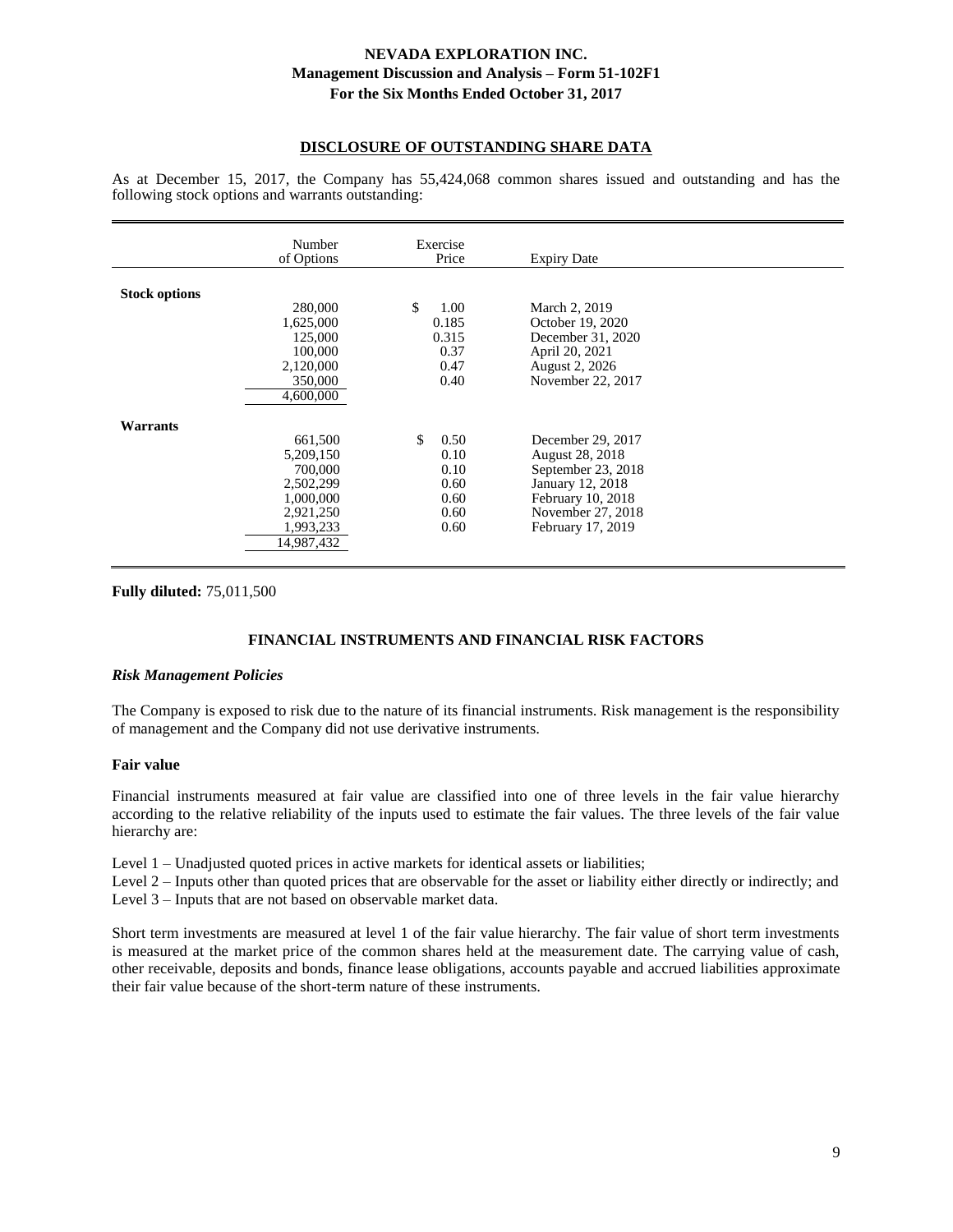## DISCLOSURE OF OUTSTANDING SHARE DATA

As at December 15, 2017, the Company has 55,424,068 common shares issued and outstanding and has the following stock options and warrants outstanding:

| | Number of Options | Exercise Price | Expiry Date |
|---|---|---|---|
| **Stock options** | | | |
| | 280,000 | $ 1.00 | March 2, 2019 |
| | 1,625,000 | 0.185 | October 19, 2020 |
| | 125,000 | 0.315 | December 31, 2020 |
| | 100,000 | 0.37 | April 20, 2021 |
| | 2,120,000 | 0.47 | August 2, 2026 |
| | 350,000 | 0.40 | November 22, 2017 |
| | 4,600,000 | | |
| **Warrants** | | | |
| | 661,500 | $ 0.50 | December 29, 2017 |
| | 5,209,150 | 0.10 | August 28, 2018 |
| | 700,000 | 0.10 | September 23, 2018 |
| | 2,502,299 | 0.60 | January 12, 2018 |
| | 1,000,000 | 0.60 | February 10, 2018 |
| | 2,921,250 | 0.60 | November 27, 2018 |
| | 1,993,233 | 0.60 | February 17, 2019 |
| | 14,987,432 | | |

**Fully diluted:** 75,011,500

## FINANCIAL INSTRUMENTS AND FINANCIAL RISK FACTORS

### *Risk Management Policies*

The Company is exposed to risk due to the nature of its financial instruments. Risk management is the responsibility of management and the Company did not use derivative instruments.

### Fair value

Financial instruments measured at fair value are classified into one of three levels in the fair value hierarchy according to the relative reliability of the inputs used to estimate the fair values. The three levels of the fair value hierarchy are:

Level 1 – Unadjusted quoted prices in active markets for identical assets or liabilities;
Level 2 – Inputs other than quoted prices that are observable for the asset or liability either directly or indirectly; and
Level 3 – Inputs that are not based on observable market data.

Short term investments are measured at level 1 of the fair value hierarchy. The fair value of short term investments is measured at the market price of the common shares held at the measurement date. The carrying value of cash, other receivable, deposits and bonds, finance lease obligations, accounts payable and accrued liabilities approximate their fair value because of the short-term nature of these instruments.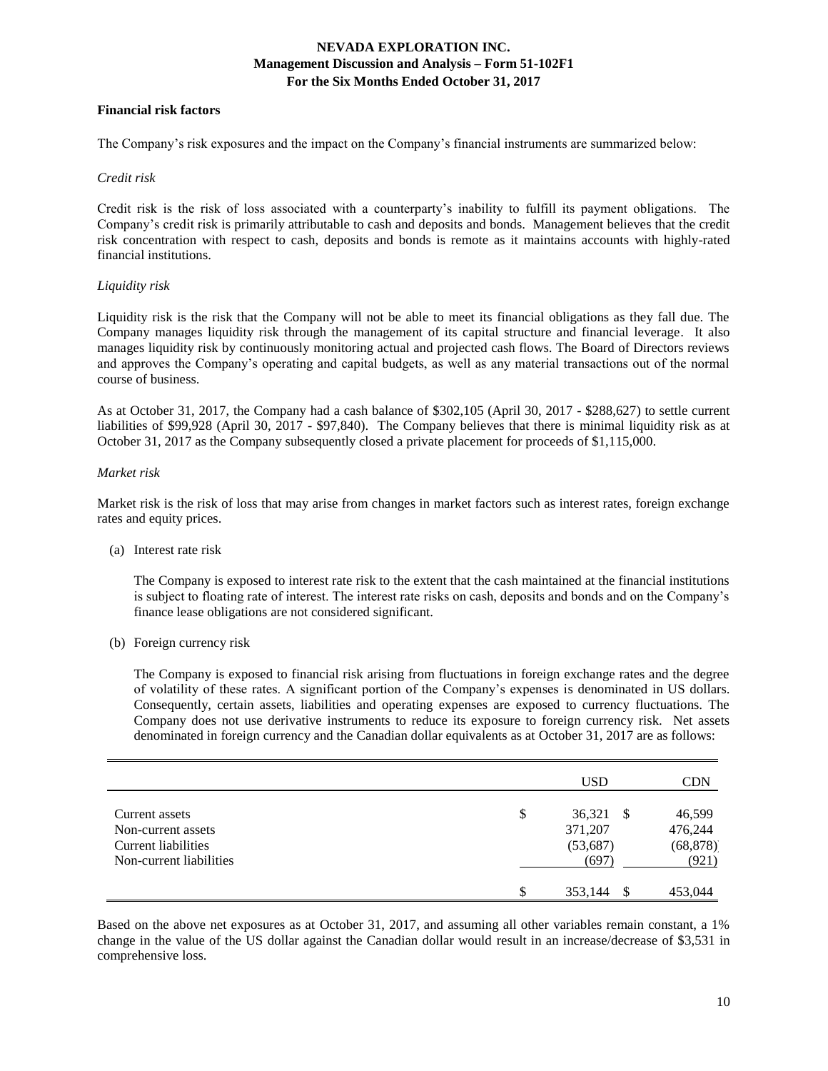### Financial risk factors

The Company's risk exposures and the impact on the Company's financial instruments are summarized below:

*Credit risk*

Credit risk is the risk of loss associated with a counterparty's inability to fulfill its payment obligations. The Company's credit risk is primarily attributable to cash and deposits and bonds. Management believes that the credit risk concentration with respect to cash, deposits and bonds is remote as it maintains accounts with highly-rated financial institutions.

*Liquidity risk*

Liquidity risk is the risk that the Company will not be able to meet its financial obligations as they fall due. The Company manages liquidity risk through the management of its capital structure and financial leverage. It also manages liquidity risk by continuously monitoring actual and projected cash flows. The Board of Directors reviews and approves the Company's operating and capital budgets, as well as any material transactions out of the normal course of business.

As at October 31, 2017, the Company had a cash balance of $302,105 (April 30, 2017 - $288,627) to settle current liabilities of $99,928 (April 30, 2017 - $97,840). The Company believes that there is minimal liquidity risk as at October 31, 2017 as the Company subsequently closed a private placement for proceeds of $1,115,000.

*Market risk*

Market risk is the risk of loss that may arise from changes in market factors such as interest rates, foreign exchange rates and equity prices.

(a) Interest rate risk

The Company is exposed to interest rate risk to the extent that the cash maintained at the financial institutions is subject to floating rate of interest. The interest rate risks on cash, deposits and bonds and on the Company's finance lease obligations are not considered significant.

(b) Foreign currency risk

The Company is exposed to financial risk arising from fluctuations in foreign exchange rates and the degree of volatility of these rates. A significant portion of the Company's expenses is denominated in US dollars. Consequently, certain assets, liabilities and operating expenses are exposed to currency fluctuations. The Company does not use derivative instruments to reduce its exposure to foreign currency risk. Net assets denominated in foreign currency and the Canadian dollar equivalents as at October 31, 2017 are as follows:

| | USD | CDN |
|---|---|---|
| Current assets | $ 36,321 | $ 46,599 |
| Non-current assets | 371,207 | 476,244 |
| Current liabilities | (53,687) | (68,878) |
| Non-current liabilities | (697) | (921) |
| | $ 353,144 | $ 453,044 |

Based on the above net exposures as at October 31, 2017, and assuming all other variables remain constant, a 1% change in the value of the US dollar against the Canadian dollar would result in an increase/decrease of $3,531 in comprehensive loss.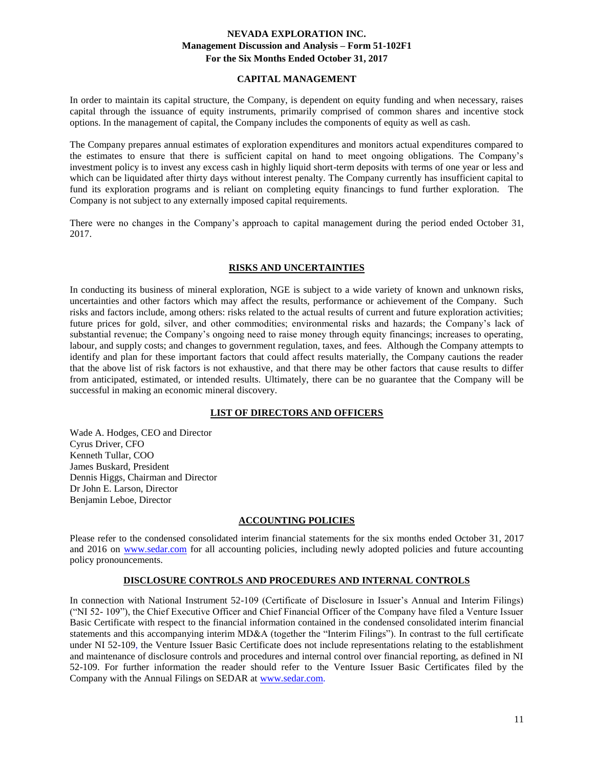## CAPITAL MANAGEMENT

In order to maintain its capital structure, the Company, is dependent on equity funding and when necessary, raises capital through the issuance of equity instruments, primarily comprised of common shares and incentive stock options. In the management of capital, the Company includes the components of equity as well as cash.

The Company prepares annual estimates of exploration expenditures and monitors actual expenditures compared to the estimates to ensure that there is sufficient capital on hand to meet ongoing obligations. The Company's investment policy is to invest any excess cash in highly liquid short-term deposits with terms of one year or less and which can be liquidated after thirty days without interest penalty. The Company currently has insufficient capital to fund its exploration programs and is reliant on completing equity financings to fund further exploration. The Company is not subject to any externally imposed capital requirements.

There were no changes in the Company's approach to capital management during the period ended October 31, 2017.

## RISKS AND UNCERTAINTIES

In conducting its business of mineral exploration, NGE is subject to a wide variety of known and unknown risks, uncertainties and other factors which may affect the results, performance or achievement of the Company. Such risks and factors include, among others: risks related to the actual results of current and future exploration activities; future prices for gold, silver, and other commodities; environmental risks and hazards; the Company's lack of substantial revenue; the Company's ongoing need to raise money through equity financings; increases to operating, labour, and supply costs; and changes to government regulation, taxes, and fees. Although the Company attempts to identify and plan for these important factors that could affect results materially, the Company cautions the reader that the above list of risk factors is not exhaustive, and that there may be other factors that cause results to differ from anticipated, estimated, or intended results. Ultimately, there can be no guarantee that the Company will be successful in making an economic mineral discovery.

## LIST OF DIRECTORS AND OFFICERS

Wade A. Hodges, CEO and Director
Cyrus Driver, CFO
Kenneth Tullar, COO
James Buskard, President
Dennis Higgs, Chairman and Director
Dr John E. Larson, Director
Benjamin Leboe, Director

## ACCOUNTING POLICIES

Please refer to the condensed consolidated interim financial statements for the six months ended October 31, 2017 and 2016 on www.sedar.com for all accounting policies, including newly adopted policies and future accounting policy pronouncements.

## DISCLOSURE CONTROLS AND PROCEDURES AND INTERNAL CONTROLS

In connection with National Instrument 52-109 (Certificate of Disclosure in Issuer's Annual and Interim Filings) ("NI 52- 109"), the Chief Executive Officer and Chief Financial Officer of the Company have filed a Venture Issuer Basic Certificate with respect to the financial information contained in the condensed consolidated interim financial statements and this accompanying interim MD&A (together the "Interim Filings"). In contrast to the full certificate under NI 52-109, the Venture Issuer Basic Certificate does not include representations relating to the establishment and maintenance of disclosure controls and procedures and internal control over financial reporting, as defined in NI 52-109. For further information the reader should refer to the Venture Issuer Basic Certificates filed by the Company with the Annual Filings on SEDAR at www.sedar.com.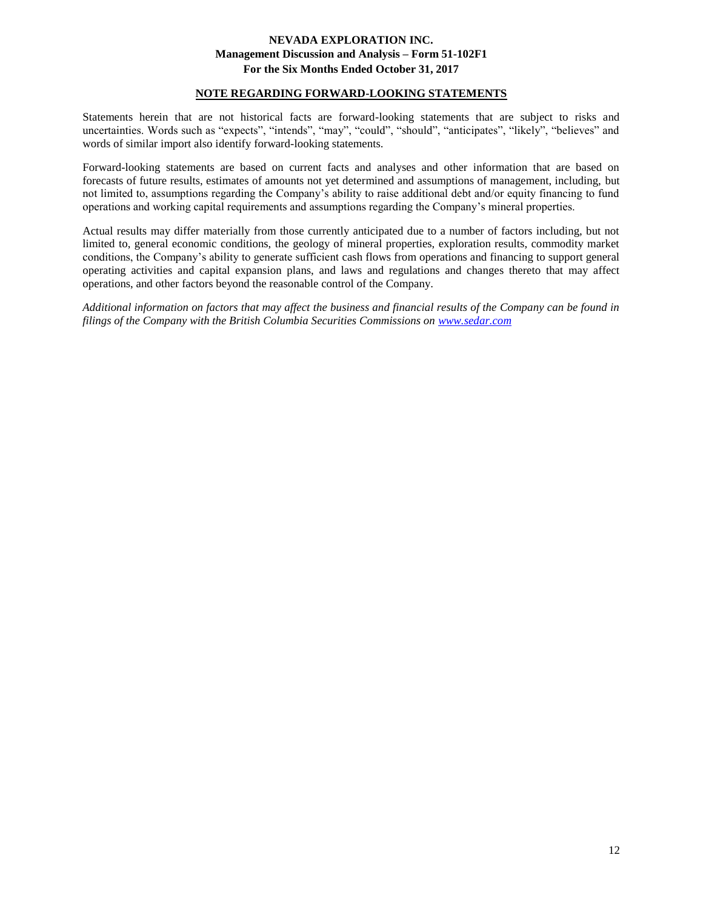## NOTE REGARDING FORWARD-LOOKING STATEMENTS

Statements herein that are not historical facts are forward-looking statements that are subject to risks and uncertainties. Words such as "expects", "intends", "may", "could", "should", "anticipates", "likely", "believes" and words of similar import also identify forward-looking statements.

Forward-looking statements are based on current facts and analyses and other information that are based on forecasts of future results, estimates of amounts not yet determined and assumptions of management, including, but not limited to, assumptions regarding the Company's ability to raise additional debt and/or equity financing to fund operations and working capital requirements and assumptions regarding the Company's mineral properties.

Actual results may differ materially from those currently anticipated due to a number of factors including, but not limited to, general economic conditions, the geology of mineral properties, exploration results, commodity market conditions, the Company's ability to generate sufficient cash flows from operations and financing to support general operating activities and capital expansion plans, and laws and regulations and changes thereto that may affect operations, and other factors beyond the reasonable control of the Company.

*Additional information on factors that may affect the business and financial results of the Company can be found in filings of the Company with the British Columbia Securities Commissions on www.sedar.com*